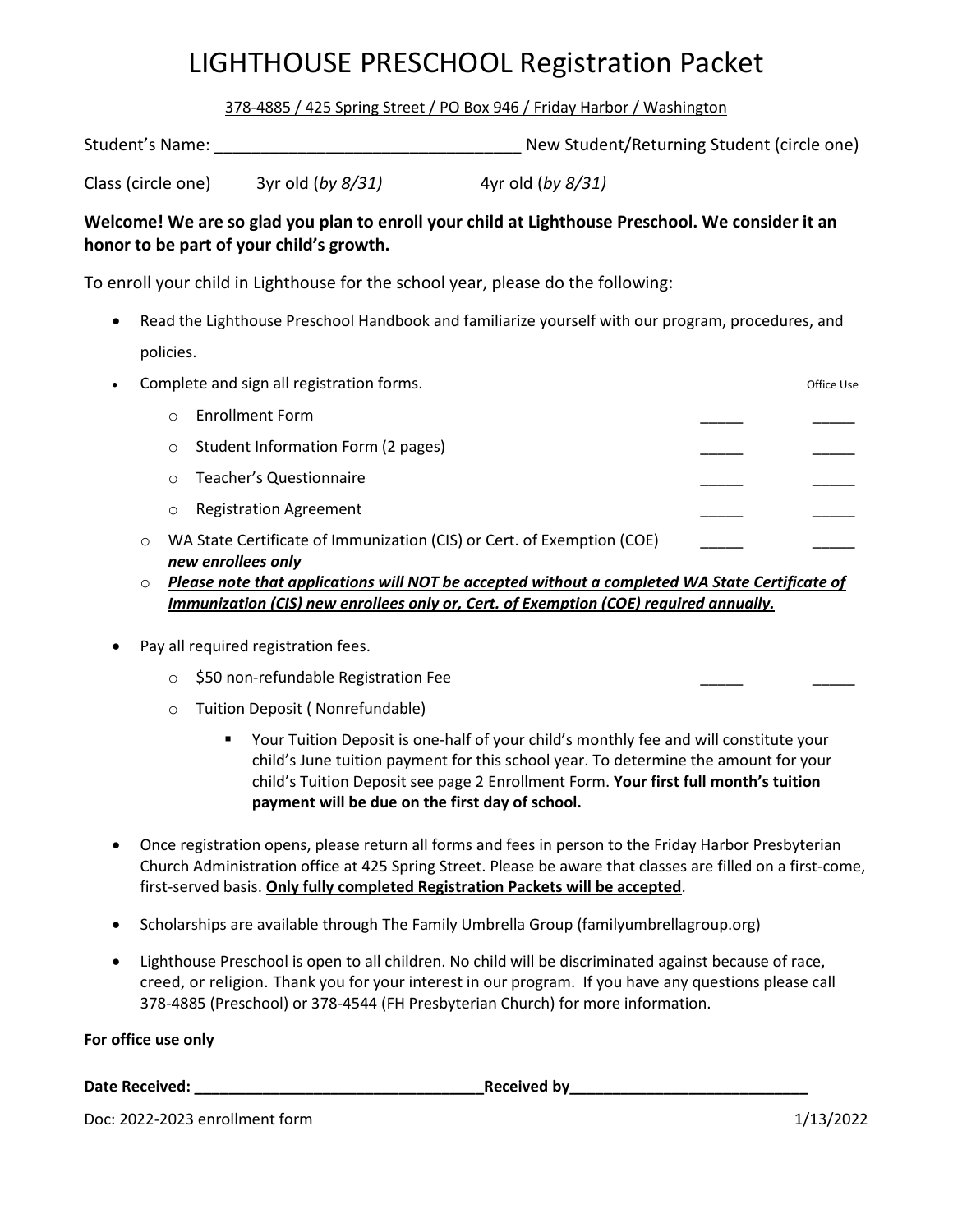# LIGHTHOUSE PRESCHOOL Registration Packet

378-4885 / 425 Spring Street / PO Box 946 / Friday Harbor / Washington

Student's Name: _________________________________ New Student/Returning Student (circle one)

Class (circle one) 3yr old (*by 8/31*) 4yr old (*by 8/31*)

**Welcome! We are so glad you plan to enroll your child at Lighthouse Preschool. We consider it an honor to be part of your child's growth.**

To enroll your child in Lighthouse for the school year, please do the following:

- Read the Lighthouse Preschool Handbook and familiarize yourself with our program, procedures, and policies.
- Complete and sign all registration forms. Office Use
  - Enroll­ment Form _____ _____
  - Student Information Form (2 pages) _____ _____
  - Teacher's Questionnaire _____ _____
  - Registration Agreement _____ _____
  - WA State Certificate of Immunization (CIS) or Cert. of Exemption (COE) ***new enrollees only*** _____ _____
  - ***Please note that applications will NOT be accepted without a completed WA State Certificate of Immunization (CIS) new enrollees only or, Cert. of Exemption (COE) required annually.***
- Pay all required registration fees.
  - $50 non-refundable Registration Fee _____ _____
  - Tuition Deposit ( Nonrefundable)
    - Your Tuition Deposit is one-half of your child's monthly fee and will constitute your child's June tuition payment for this school year. To determine the amount for your child's Tuition Deposit see page 2 Enrollment Form. **Your first full month's tuition payment will be due on the first day of school.**
- Once registration opens, please return all forms and fees in person to the Friday Harbor Presbyterian Church Administration office at 425 Spring Street. Please be aware that classes are filled on a first-come, first-served basis. **Only fully completed Registration Packets will be accepted**.
- Scholarships are available through The Family Umbrella Group (familyumbrellagroup.org)
- Lighthouse Preschool is open to all children. No child will be discriminated against because of race, creed, or religion. Thank you for your interest in our program. If you have any questions please call 378-4885 (Preschool) or 378-4544 (FH Presbyterian Church) for more information.

**For office use only**

**Date Received: _________________________________Received by___________________________**

Doc: 2022-2023 enrollment form 1/13/2022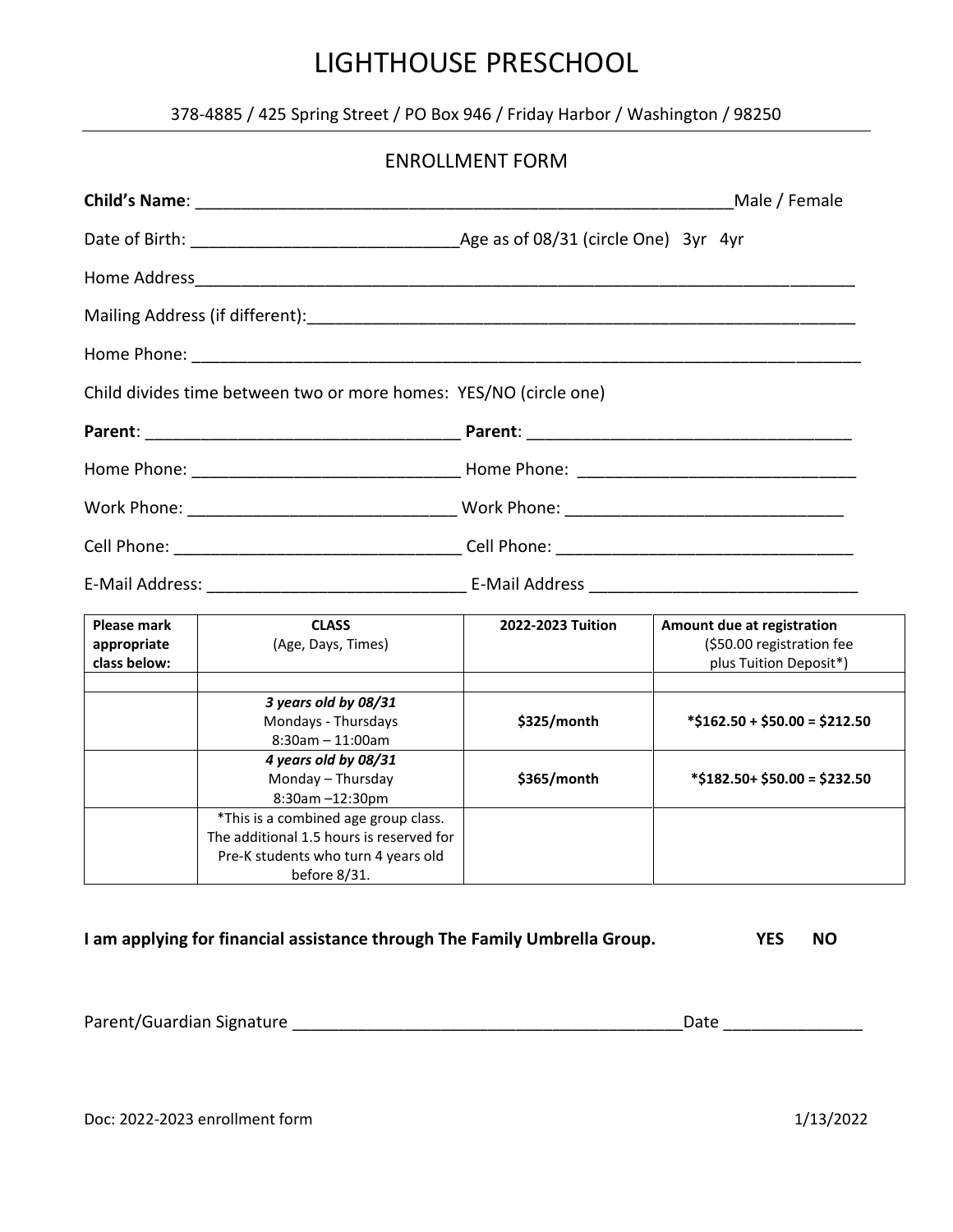# LIGHTHOUSE PRESCHOOL

378-4885 / 425 Spring Street / PO Box 946 / Friday Harbor / Washington / 98250

## ENROLLMENT FORM

**Child's Name**: ____________________________________________________________Male / Female

Date of Birth: ____________________________Age as of 08/31 (circle One) 3yr 4yr

Home Address_________________________________________________________________________

Mailing Address (if different):_______________________________________________________________

Home Phone: ________________________________________________________________________

Child divides time between two or more homes: YES/NO (circle one)

**Parent**: _________________________________ **Parent**: __________________________________

Home Phone: _____________________________ Home Phone: ______________________________

Work Phone: _____________________________ Work Phone: _____________________________

Cell Phone: _______________________________ Cell Phone: _______________________________

E-Mail Address: ____________________________ E-Mail Address _____________________________

| Please mark appropriate class below: | CLASS (Age, Days, Times) | 2022-2023 Tuition | Amount due at registration ($50.00 registration fee plus Tuition Deposit*) |
|---|---|---|---|
| | | | |
| | *3 years old by 08/31* Mondays - Thursdays 8:30am – 11:00am | **$325/month** | **\*$162.50 + $50.00 = $212.50** |
| | *4 years old by 08/31* Monday – Thursday 8:30am –12:30pm | **$365/month** | **\*$182.50+ $50.00 = $232.50** |
| | *This is a combined age group class. The additional 1.5 hours is reserved for Pre-K students who turn 4 years old before 8/31. | | |

**I am applying for financial assistance through The Family Umbrella Group. YES NO**

Parent/Guardian Signature __________________________________________Date _______________

Doc: 2022-2023 enrollment form 1/13/2022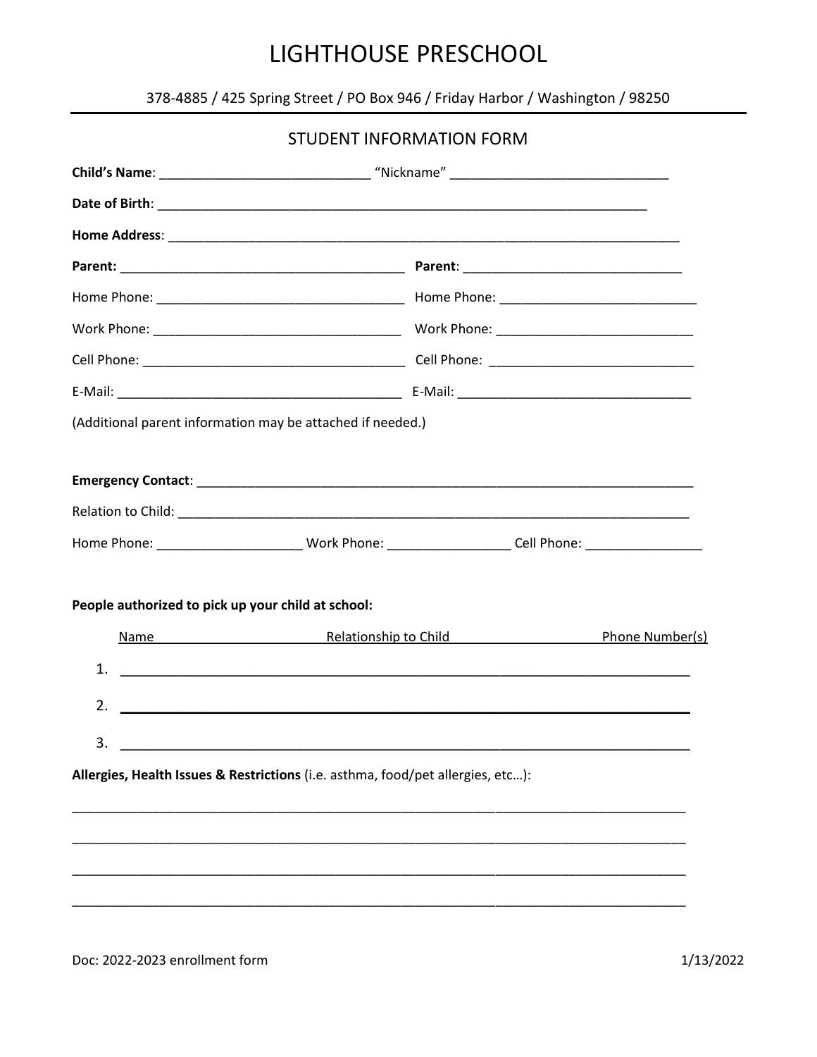# LIGHTHOUSE PRESCHOOL

378-4885 / 425 Spring Street / PO Box 946 / Friday Harbor / Washington / 98250

---

## STUDENT INFORMATION FORM

**Child's Name**: _____________________________ "Nickname" ______________________________

**Date of Birth**: ______________________________________________________________________

**Home Address**: _____________________________________________________________________

**Parent:** _______________________________________ **Parent**: ______________________________

Home Phone: __________________________________ Home Phone: ___________________________

Work Phone: __________________________________ Work Phone: ___________________________

Cell Phone: ___________________________________ Cell Phone: ____________________________

E-Mail: _______________________________________ E-Mail: _______________________________

(Additional parent information may be attached if needed.)

**Emergency Contact**: ___________________________________________________________________

Relation to Child: _____________________________________________________________________

Home Phone: ___________________ Work Phone: ________________ Cell Phone: ________________

**People authorized to pick up your child at school:**

| Name | Relationship to Child | Phone Number(s) |
| --- | --- | --- |
| 1. | | |
| 2. | | |
| 3. | | |

**Allergies, Health Issues & Restrictions** (i.e. asthma, food/pet allergies, etc…):

_____________________________________________________________________________________

_____________________________________________________________________________________

_____________________________________________________________________________________

_____________________________________________________________________________________

Doc: 2022-2023 enrollment form 1/13/2022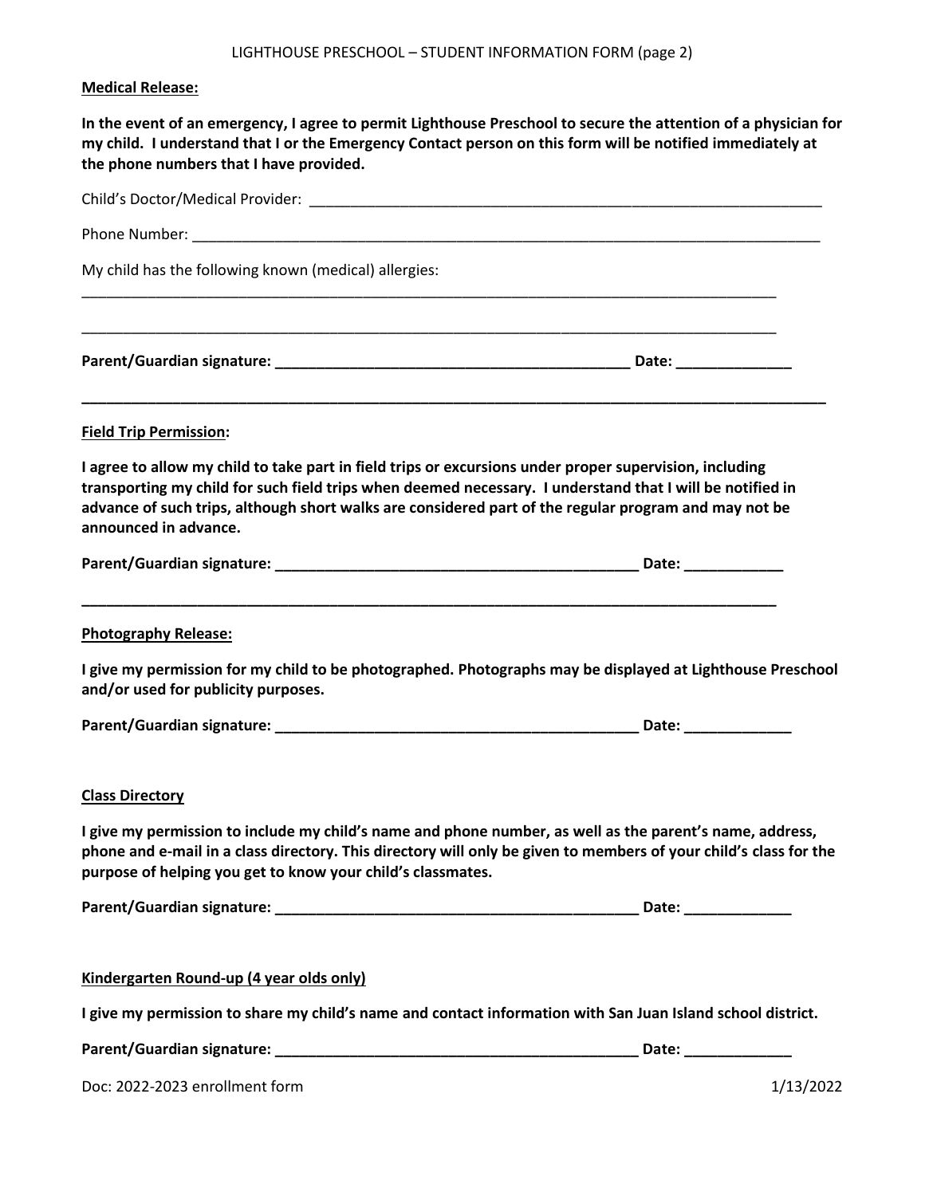LIGHTHOUSE PRESCHOOL – STUDENT INFORMATION FORM (page 2)

**Medical Release:**

**In the event of an emergency, I agree to permit Lighthouse Preschool to secure the attention of a physician for my child. I understand that I or the Emergency Contact person on this form will be notified immediately at the phone numbers that I have provided.**

Child's Doctor/Medical Provider: ________________________________________________________________

Phone Number: ______________________________________________________________________________

My child has the following known (medical) allergies:

__________________________________________________________________________________________

__________________________________________________________________________________________

**Parent/Guardian signature: _____________________________________________ Date: ______________**

---

**Field Trip Permission:**

**I agree to allow my child to take part in field trips or excursions under proper supervision, including transporting my child for such field trips when deemed necessary. I understand that I will be notified in advance of such trips, although short walks are considered part of the regular program and may not be announced in advance.**

**Parent/Guardian signature: ______________________________________________ Date: ____________**

---

**Photography Release:**

**I give my permission for my child to be photographed. Photographs may be displayed at Lighthouse Preschool and/or used for publicity purposes.**

**Parent/Guardian signature: ______________________________________________ Date: _____________**

**Class Directory**

**I give my permission to include my child's name and phone number, as well as the parent's name, address, phone and e-mail in a class directory. This directory will only be given to members of your child's class for the purpose of helping you get to know your child's classmates.**

**Parent/Guardian signature: ______________________________________________ Date: _____________**

**Kindergarten Round-up (4 year olds only)**

**I give my permission to share my child's name and contact information with San Juan Island school district.**

**Parent/Guardian signature: ______________________________________________ Date: _____________**

Doc: 2022-2023 enrollment form 1/13/2022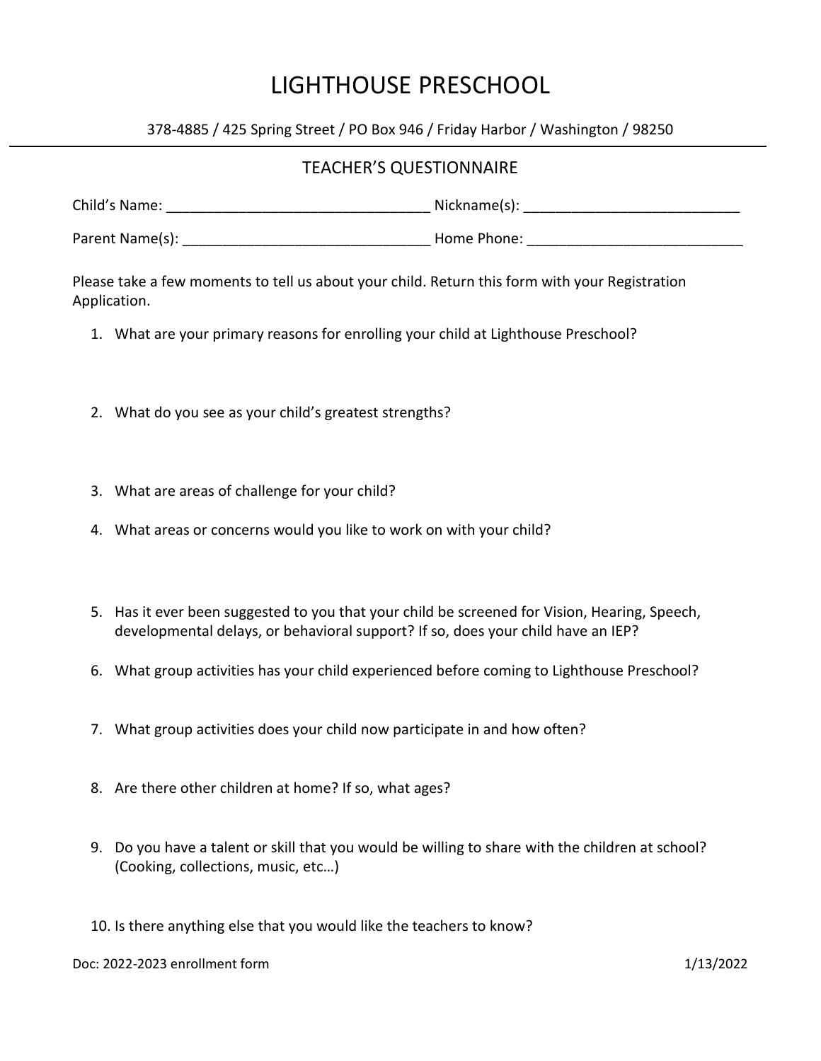# LIGHTHOUSE PRESCHOOL

378-4885 / 425 Spring Street / PO Box 946 / Friday Harbor / Washington / 98250

## TEACHER'S QUESTIONNAIRE

Child's Name: ________________________________ Nickname(s): __________________________

Parent Name(s): ______________________________ Home Phone: __________________________

Please take a few moments to tell us about your child. Return this form with your Registration Application.

1. What are your primary reasons for enrolling your child at Lighthouse Preschool?
2. What do you see as your child's greatest strengths?
3. What are areas of challenge for your child?
4. What areas or concerns would you like to work on with your child?
5. Has it ever been suggested to you that your child be screened for Vision, Hearing, Speech, developmental delays, or behavioral support? If so, does your child have an IEP?
6. What group activities has your child experienced before coming to Lighthouse Preschool?
7. What group activities does your child now participate in and how often?
8. Are there other children at home? If so, what ages?
9. Do you have a talent or skill that you would be willing to share with the children at school? (Cooking, collections, music, etc…)
10. Is there anything else that you would like the teachers to know?

Doc: 2022-2023 enrollment form 1/13/2022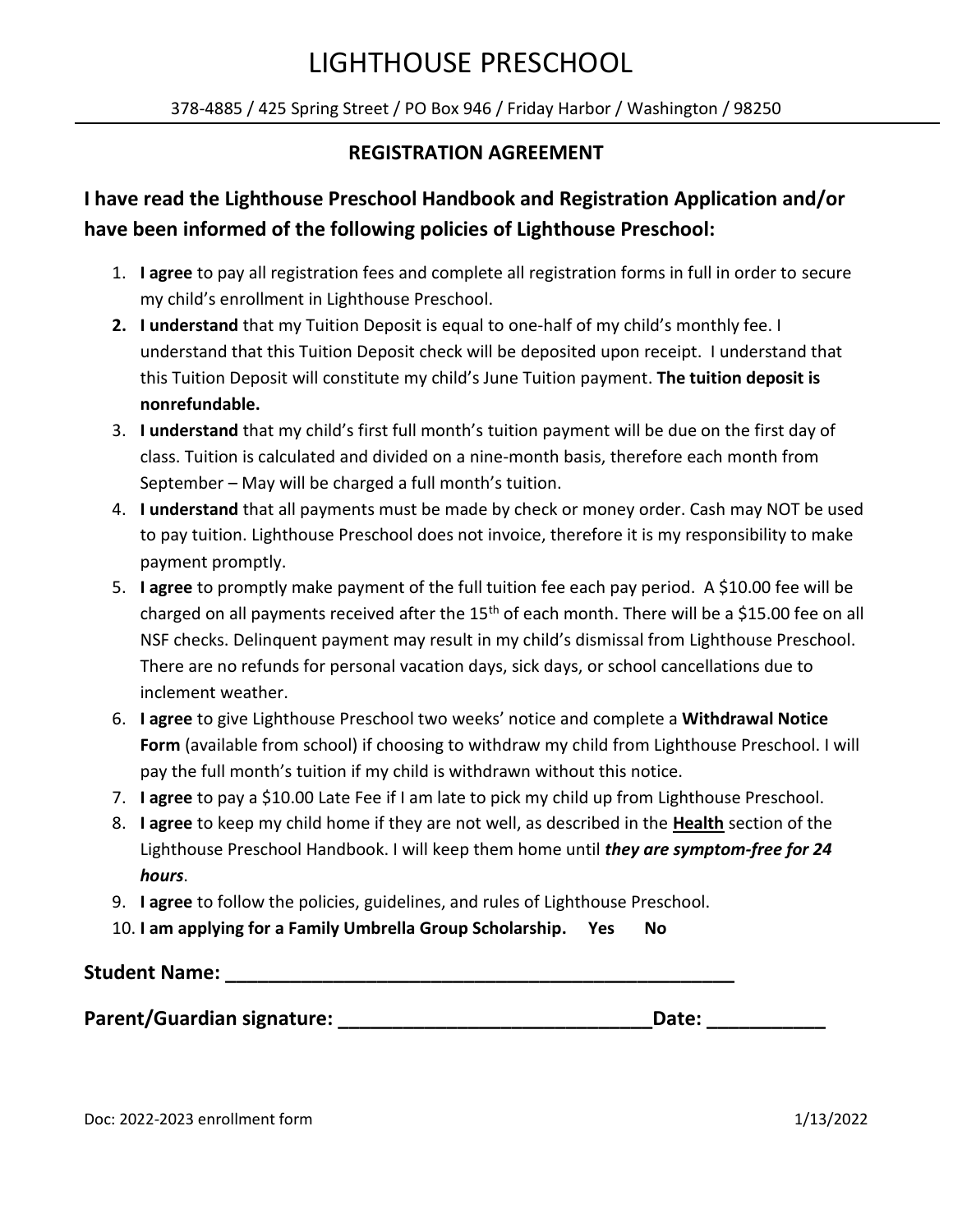# LIGHTHOUSE PRESCHOOL

378-4885 / 425 Spring Street / PO Box 946 / Friday Harbor / Washington / 98250

## REGISTRATION AGREEMENT

### I have read the Lighthouse Preschool Handbook and Registration Application and/or have been informed of the following policies of Lighthouse Preschool:

1. **I agree** to pay all registration fees and complete all registration forms in full in order to secure my child's enrollment in Lighthouse Preschool.
2. **I understand** that my Tuition Deposit is equal to one-half of my child's monthly fee. I understand that this Tuition Deposit check will be deposited upon receipt. I understand that this Tuition Deposit will constitute my child's June Tuition payment. **The tuition deposit is nonrefundable.**
3. **I understand** that my child's first full month's tuition payment will be due on the first day of class. Tuition is calculated and divided on a nine-month basis, therefore each month from September – May will be charged a full month's tuition.
4. **I understand** that all payments must be made by check or money order. Cash may NOT be used to pay tuition. Lighthouse Preschool does not invoice, therefore it is my responsibility to make payment promptly.
5. **I agree** to promptly make payment of the full tuition fee each pay period. A $10.00 fee will be charged on all payments received after the 15th of each month. There will be a $15.00 fee on all NSF checks. Delinquent payment may result in my child's dismissal from Lighthouse Preschool. There are no refunds for personal vacation days, sick days, or school cancellations due to inclement weather.
6. **I agree** to give Lighthouse Preschool two weeks' notice and complete a **Withdrawal Notice Form** (available from school) if choosing to withdraw my child from Lighthouse Preschool. I will pay the full month's tuition if my child is withdrawn without this notice.
7. **I agree** to pay a $10.00 Late Fee if I am late to pick my child up from Lighthouse Preschool.
8. **I agree** to keep my child home if they are not well, as described in the **Health** section of the Lighthouse Preschool Handbook. I will keep them home until ***they are symptom-free for 24 hours***.
9. **I agree** to follow the policies, guidelines, and rules of Lighthouse Preschool.
10. **I am applying for a Family Umbrella Group Scholarship. Yes No**

**Student Name: \_\_\_\_\_\_\_\_\_\_\_\_\_\_\_\_\_\_\_\_\_\_\_\_\_\_\_\_\_\_\_\_\_\_\_\_\_\_\_\_\_\_\_\_\_\_\_\_**

**Parent/Guardian signature: \_\_\_\_\_\_\_\_\_\_\_\_\_\_\_\_\_\_\_\_\_\_\_\_\_\_\_\_\_\_Date: \_\_\_\_\_\_\_\_\_\_\_**

Doc: 2022-2023 enrollment form 1/13/2022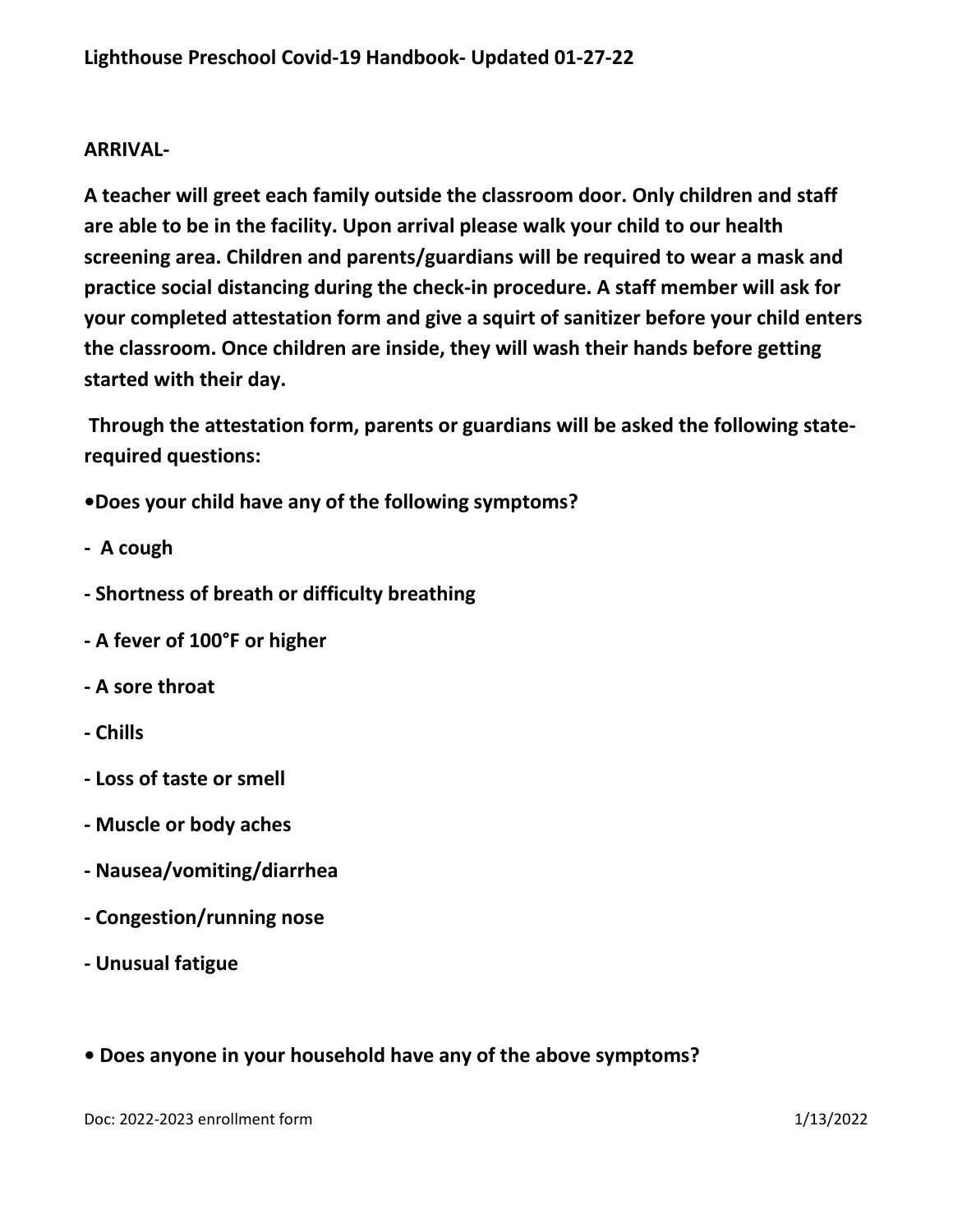**ARRIVAL-**

**A teacher will greet each family outside the classroom door. Only children and staff are able to be in the facility. Upon arrival please walk your child to our health screening area. Children and parents/guardians will be required to wear a mask and practice social distancing during the check-in procedure. A staff member will ask for your completed attestation form and give a squirt of sanitizer before your child enters the classroom. Once children are inside, they will wash their hands before getting started with their day.**

**Through the attestation form, parents or guardians will be asked the following state-required questions:**

**•Does your child have any of the following symptoms?**

**- A cough**

**- Shortness of breath or difficulty breathing**

**- A fever of 100°F or higher**

**- A sore throat**

**- Chills**

**- Loss of taste or smell**

**- Muscle or body aches**

**- Nausea/vomiting/diarrhea**

**- Congestion/running nose**

**- Unusual fatigue**

**• Does anyone in your household have any of the above symptoms?**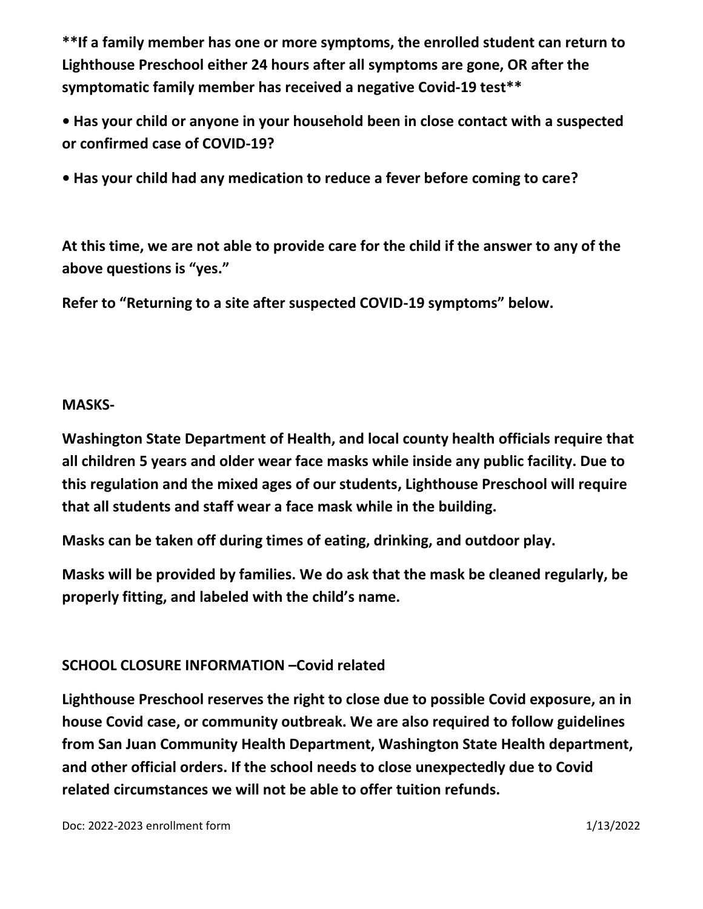**\*\*If a family member has one or more symptoms, the enrolled student can return to Lighthouse Preschool either 24 hours after all symptoms are gone, OR after the symptomatic family member has received a negative Covid-19 test\*\***

- **Has your child or anyone in your household been in close contact with a suspected or confirmed case of COVID-19?**
- **Has your child had any medication to reduce a fever before coming to care?**

**At this time, we are not able to provide care for the child if the answer to any of the above questions is "yes."**

**Refer to "Returning to a site after suspected COVID-19 symptoms" below.**

**MASKS-**

**Washington State Department of Health, and local county health officials require that all children 5 years and older wear face masks while inside any public facility. Due to this regulation and the mixed ages of our students, Lighthouse Preschool will require that all students and staff wear a face mask while in the building.**

**Masks can be taken off during times of eating, drinking, and outdoor play.**

**Masks will be provided by families. We do ask that the mask be cleaned regularly, be properly fitting, and labeled with the child's name.**

**SCHOOL CLOSURE INFORMATION –Covid related**

**Lighthouse Preschool reserves the right to close due to possible Covid exposure, an in house Covid case, or community outbreak. We are also required to follow guidelines from San Juan Community Health Department, Washington State Health department, and other official orders. If the school needs to close unexpectedly due to Covid related circumstances we will not be able to offer tuition refunds.**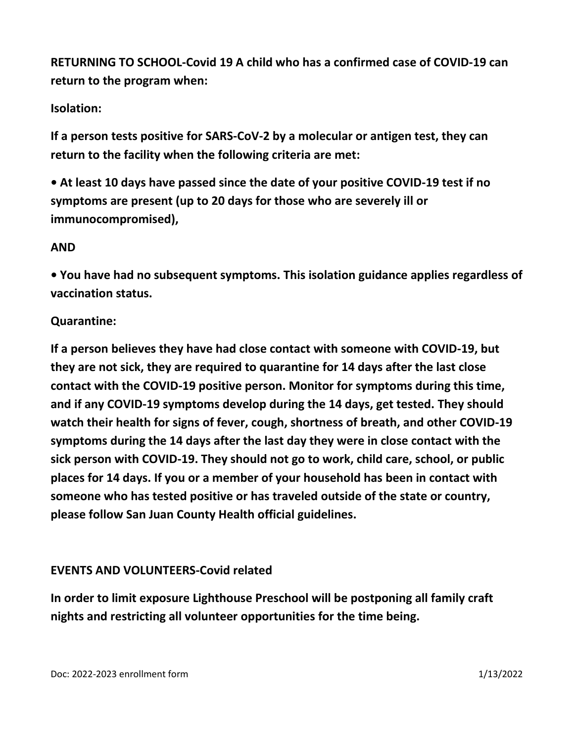**RETURNING TO SCHOOL-Covid 19 A child who has a confirmed case of COVID-19 can return to the program when:**

**Isolation:**

**If a person tests positive for SARS-CoV-2 by a molecular or antigen test, they can return to the facility when the following criteria are met:**

**• At least 10 days have passed since the date of your positive COVID-19 test if no symptoms are present (up to 20 days for those who are severely ill or immunocompromised),**

**AND**

**• You have had no subsequent symptoms. This isolation guidance applies regardless of vaccination status.**

**Quarantine:**

**If a person believes they have had close contact with someone with COVID-19, but they are not sick, they are required to quarantine for 14 days after the last close contact with the COVID-19 positive person. Monitor for symptoms during this time, and if any COVID-19 symptoms develop during the 14 days, get tested. They should watch their health for signs of fever, cough, shortness of breath, and other COVID-19 symptoms during the 14 days after the last day they were in close contact with the sick person with COVID-19. They should not go to work, child care, school, or public places for 14 days. If you or a member of your household has been in contact with someone who has tested positive or has traveled outside of the state or country, please follow San Juan County Health official guidelines.**

**EVENTS AND VOLUNTEERS-Covid related**

**In order to limit exposure Lighthouse Preschool will be postponing all family craft nights and restricting all volunteer opportunities for the time being.**